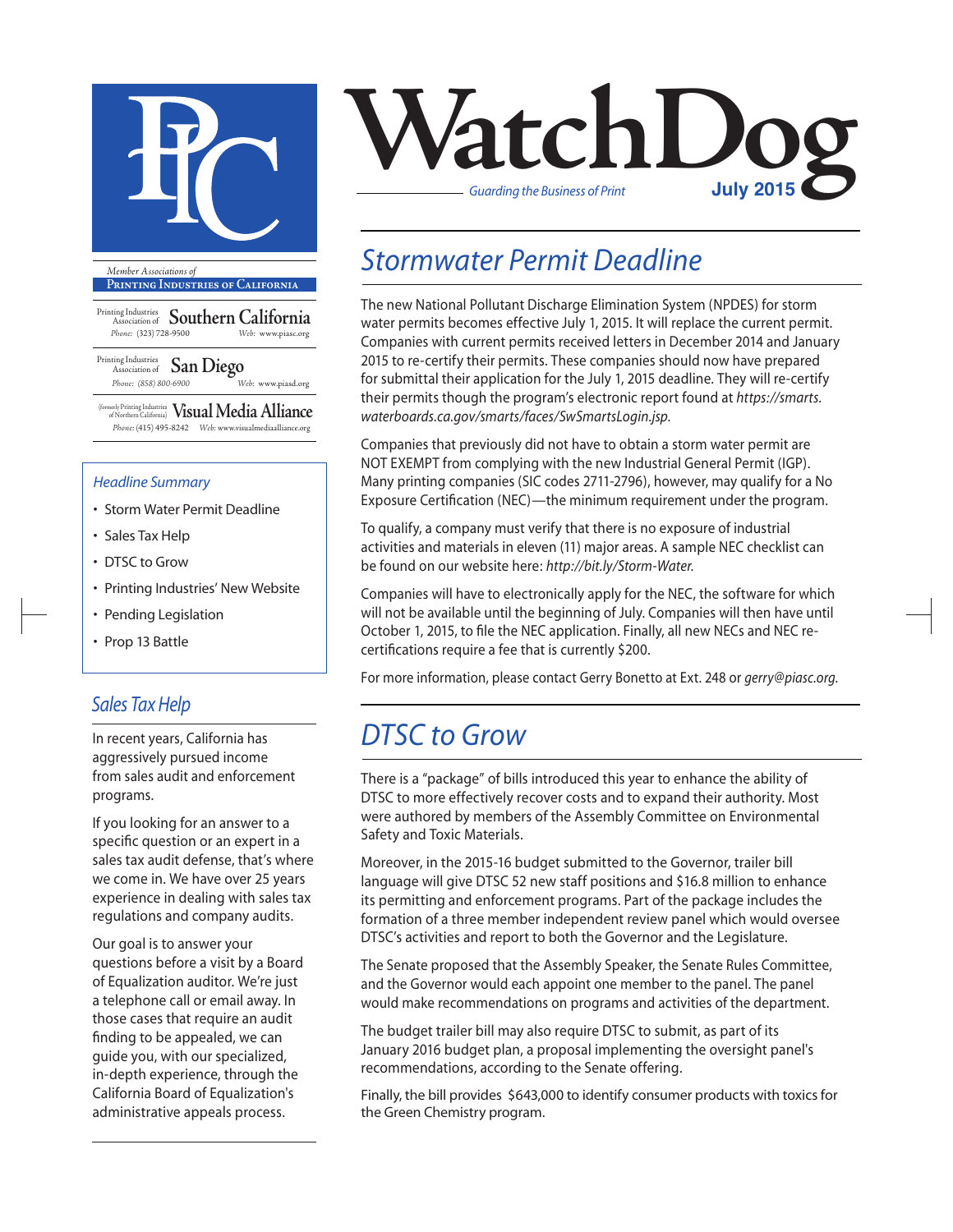# WatchDog

*Guarding the Business of Print*

**July 2015**

*Member Associations of*

**PRINTING INDUSTRIES OF CALIFORNIA**

Printing Industries Association of **Southern California**
*Phone:* (323) 728-9500 *Web:* www.piasc.org

Printing Industries Association of **San Diego**
*Phone:* (858) 800-6900 *Web:* www.piasd.org

(formerly Printing Industries of Northern California) **Visual Media Alliance**
*Phone:* (415) 495-8242 *Web:* www.visualmediaalliance.org

*Headline Summary*

- Storm Water Permit Deadline
- Sales Tax Help
- DTSC to Grow
- Printing Industries' New Website
- Pending Legislation
- Prop 13 Battle

## Stormwater Permit Deadline

The new National Pollutant Discharge Elimination System (NPDES) for storm water permits becomes effective July 1, 2015. It will replace the current permit. Companies with current permits received letters in December 2014 and January 2015 to re-certify their permits. These companies should now have prepared for submittal their application for the July 1, 2015 deadline. They will re-certify their permits though the program's electronic report found at *https://smarts.waterboards.ca.gov/smarts/faces/SwSmartsLogin.jsp.*

Companies that previously did not have to obtain a storm water permit are NOT EXEMPT from complying with the new Industrial General Permit (IGP). Many printing companies (SIC codes 2711-2796), however, may qualify for a No Exposure Certification (NEC)—the minimum requirement under the program.

To qualify, a company must verify that there is no exposure of industrial activities and materials in eleven (11) major areas. A sample NEC checklist can be found on our website here: *http://bit.ly/Storm-Water.*

Companies will have to electronically apply for the NEC, the software for which will not be available until the beginning of July. Companies will then have until October 1, 2015, to file the NEC application. Finally, all new NECs and NEC re-certifications require a fee that is currently $200.

For more information, please contact Gerry Bonetto at Ext. 248 or *gerry@piasc.org.*

## Sales Tax Help

In recent years, California has aggressively pursued income from sales audit and enforcement programs.

If you looking for an answer to a specific question or an expert in a sales tax audit defense, that's where we come in. We have over 25 years experience in dealing with sales tax regulations and company audits.

Our goal is to answer your questions before a visit by a Board of Equalization auditor. We're just a telephone call or email away. In those cases that require an audit finding to be appealed, we can guide you, with our specialized, in-depth experience, through the California Board of Equalization's administrative appeals process.

## DTSC to Grow

There is a "package" of bills introduced this year to enhance the ability of DTSC to more effectively recover costs and to expand their authority. Most were authored by members of the Assembly Committee on Environmental Safety and Toxic Materials.

Moreover, in the 2015-16 budget submitted to the Governor, trailer bill language will give DTSC 52 new staff positions and $16.8 million to enhance its permitting and enforcement programs. Part of the package includes the formation of a three member independent review panel which would oversee DTSC's activities and report to both the Governor and the Legislature.

The Senate proposed that the Assembly Speaker, the Senate Rules Committee, and the Governor would each appoint one member to the panel. The panel would make recommendations on programs and activities of the department.

The budget trailer bill may also require DTSC to submit, as part of its January 2016 budget plan, a proposal implementing the oversight panel's recommendations, according to the Senate offering.

Finally, the bill provides $643,000 to identify consumer products with toxics for the Green Chemistry program.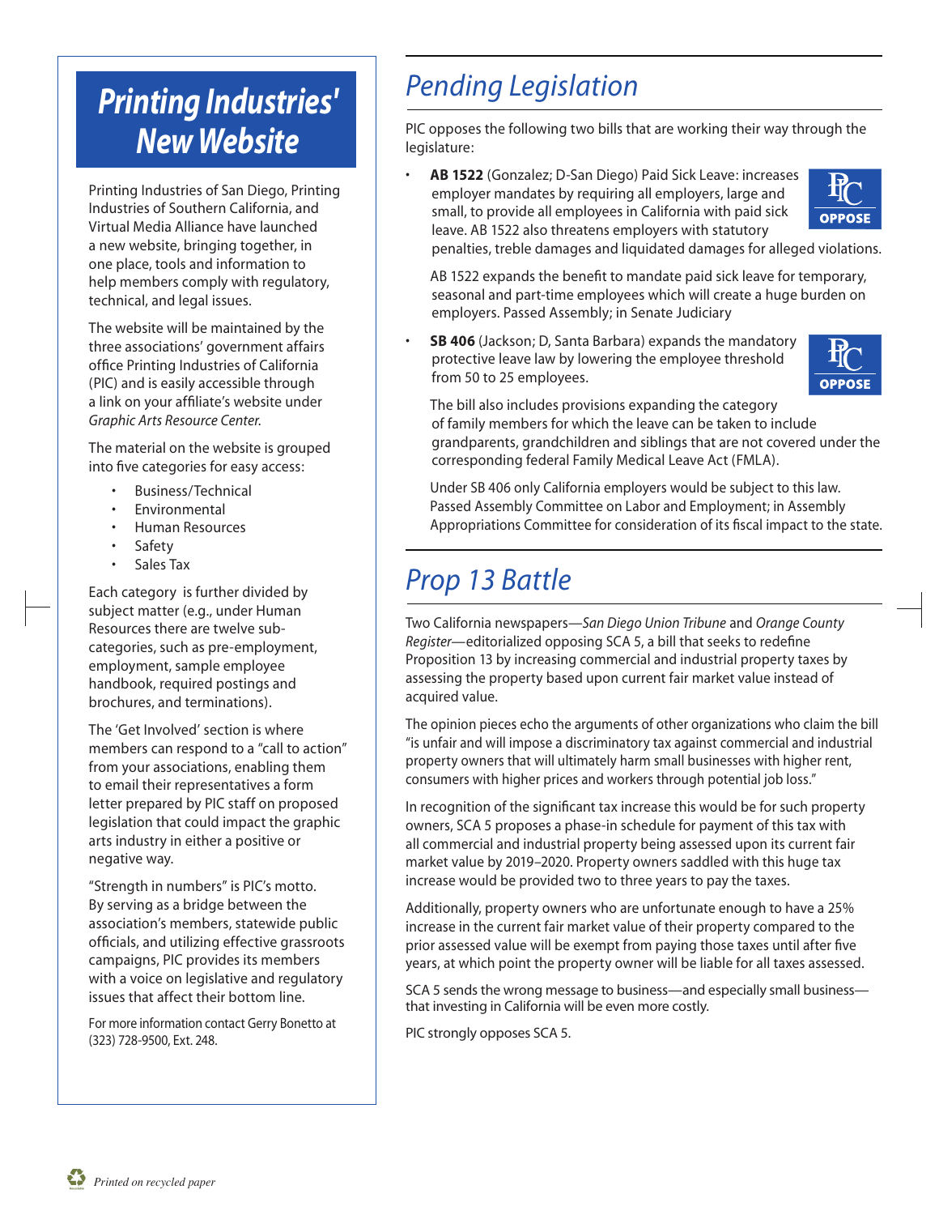# Printing Industries' New Website

Printing Industries of San Diego, Printing Industries of Southern California, and Virtual Media Alliance have launched a new website, bringing together, in one place, tools and information to help members comply with regulatory, technical, and legal issues.

The website will be maintained by the three associations' government affairs office Printing Industries of California (PIC) and is easily accessible through a link on your affiliate's website under *Graphic Arts Resource Center.*

The material on the website is grouped into five categories for easy access:

- Business/Technical
- Environmental
- Human Resources
- Safety
- Sales Tax

Each category is further divided by subject matter (e.g., under Human Resources there are twelve sub-categories, such as pre-employment, employment, sample employee handbook, required postings and brochures, and terminations).

The 'Get Involved' section is where members can respond to a "call to action" from your associations, enabling them to email their representatives a form letter prepared by PIC staff on proposed legislation that could impact the graphic arts industry in either a positive or negative way.

"Strength in numbers" is PIC's motto. By serving as a bridge between the association's members, statewide public officials, and utilizing effective grassroots campaigns, PIC provides its members with a voice on legislative and regulatory issues that affect their bottom line.

For more information contact Gerry Bonetto at (323) 728-9500, Ext. 248.

# Pending Legislation

PIC opposes the following two bills that are working their way through the legislature:

- **AB 1522** (Gonzalez; D-San Diego) Paid Sick Leave: increases employer mandates by requiring all employers, large and small, to provide all employees in California with paid sick leave. AB 1522 also threatens employers with statutory penalties, treble damages and liquidated damages for alleged violations.

  PIC OPPOSE

  AB 1522 expands the benefit to mandate paid sick leave for temporary, seasonal and part-time employees which will create a huge burden on employers. Passed Assembly; in Senate Judiciary

- **SB 406** (Jackson; D, Santa Barbara) expands the mandatory protective leave law by lowering the employee threshold from 50 to 25 employees.

  PIC OPPOSE

  The bill also includes provisions expanding the category of family members for which the leave can be taken to include grandparents, grandchildren and siblings that are not covered under the corresponding federal Family Medical Leave Act (FMLA).

  Under SB 406 only California employers would be subject to this law. Passed Assembly Committee on Labor and Employment; in Assembly Appropriations Committee for consideration of its fiscal impact to the state.

# Prop 13 Battle

Two California newspapers—*San Diego Union Tribune* and *Orange County Register*—editorialized opposing SCA 5, a bill that seeks to redefine Proposition 13 by increasing commercial and industrial property taxes by assessing the property based upon current fair market value instead of acquired value.

The opinion pieces echo the arguments of other organizations who claim the bill "is unfair and will impose a discriminatory tax against commercial and industrial property owners that will ultimately harm small businesses with higher rent, consumers with higher prices and workers through potential job loss."

In recognition of the significant tax increase this would be for such property owners, SCA 5 proposes a phase-in schedule for payment of this tax with all commercial and industrial property being assessed upon its current fair market value by 2019–2020. Property owners saddled with this huge tax increase would be provided two to three years to pay the taxes.

Additionally, property owners who are unfortunate enough to have a 25% increase in the current fair market value of their property compared to the prior assessed value will be exempt from paying those taxes until after five years, at which point the property owner will be liable for all taxes assessed.

SCA 5 sends the wrong message to business—and especially small business—that investing in California will be even more costly.

PIC strongly opposes SCA 5.

*Printed on recycled paper*